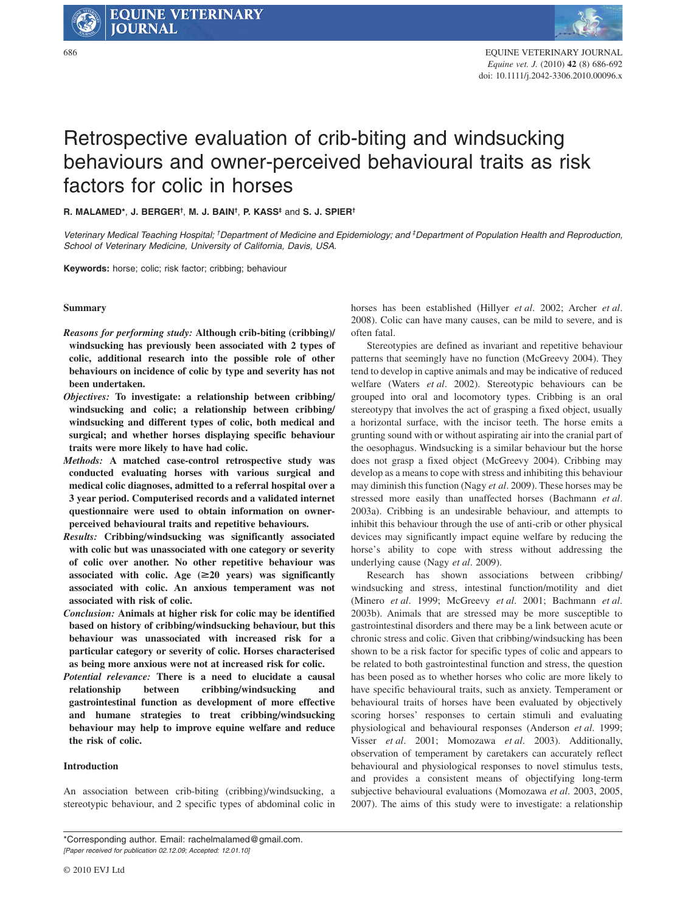# Retrospective evaluation of crib-biting and windsucking behaviours and owner-perceived behavioural traits as risk factors for colic in horses

**R. MALAMED***, **J. BERGER**[†], **M. J. BAIN**[†], **P. KASS**[‡] and **S. J. SPIER**[†]

*Veterinary Medical Teaching Hospital; [†]Department of Medicine and Epidemiology; and [‡]Department of Population Health and Reproduction, School of Veterinary Medicine, University of California, Davis, USA.*

**Keywords:** horse; colic; risk factor; cribbing; behaviour

## Summary

***Reasons for performing study:*** **Although crib-biting (cribbing)/windsucking has previously been associated with 2 types of colic, additional research into the possible role of other behaviours on incidence of colic by type and severity has not been undertaken.**

***Objectives:*** **To investigate: a relationship between cribbing/windsucking and colic; a relationship between cribbing/windsucking and different types of colic, both medical and surgical; and whether horses displaying specific behaviour traits were more likely to have had colic.**

***Methods:*** **A matched case-control retrospective study was conducted evaluating horses with various surgical and medical colic diagnoses, admitted to a referral hospital over a 3 year period. Computerised records and a validated internet questionnaire were used to obtain information on owner-perceived behavioural traits and repetitive behaviours.**

***Results:*** **Cribbing/windsucking was significantly associated with colic but was unassociated with one category or severity of colic over another. No other repetitive behaviour was associated with colic. Age (≥20 years) was significantly associated with colic. An anxious temperament was not associated with risk of colic.**

***Conclusion:*** **Animals at higher risk for colic may be identified based on history of cribbing/windsucking behaviour, but this behaviour was unassociated with increased risk for a particular category or severity of colic. Horses characterised as being more anxious were not at increased risk for colic.**

***Potential relevance:*** **There is a need to elucidate a causal relationship between cribbing/windsucking and gastrointestinal function as development of more effective and humane strategies to treat cribbing/windsucking behaviour may help to improve equine welfare and reduce the risk of colic.**

## Introduction

An association between crib-biting (cribbing)/windsucking, a stereotypic behaviour, and 2 specific types of abdominal colic in horses has been established (Hillyer *et al.* 2002; Archer *et al.* 2008). Colic can have many causes, can be mild to severe, and is often fatal.

Stereotypies are defined as invariant and repetitive behaviour patterns that seemingly have no function (McGreevy 2004). They tend to develop in captive animals and may be indicative of reduced welfare (Waters *et al.* 2002). Stereotypic behaviours can be grouped into oral and locomotory types. Cribbing is an oral stereotypy that involves the act of grasping a fixed object, usually a horizontal surface, with the incisor teeth. The horse emits a grunting sound with or without aspirating air into the cranial part of the oesophagus. Windsucking is a similar behaviour but the horse does not grasp a fixed object (McGreevy 2004). Cribbing may develop as a means to cope with stress and inhibiting this behaviour may diminish this function (Nagy *et al.* 2009). These horses may be stressed more easily than unaffected horses (Bachmann *et al.* 2003a). Cribbing is an undesirable behaviour, and attempts to inhibit this behaviour through the use of anti-crib or other physical devices may significantly impact equine welfare by reducing the horse's ability to cope with stress without addressing the underlying cause (Nagy *et al.* 2009).

Research has shown associations between cribbing/windsucking and stress, intestinal function/motility and diet (Minero *et al.* 1999; McGreevy *et al.* 2001; Bachmann *et al.* 2003b). Animals that are stressed may be more susceptible to gastrointestinal disorders and there may be a link between acute or chronic stress and colic. Given that cribbing/windsucking has been shown to be a risk factor for specific types of colic and appears to be related to both gastrointestinal function and stress, the question has been posed as to whether horses who colic are more likely to have specific behavioural traits, such as anxiety. Temperament or behavioural traits of horses have been evaluated by objectively scoring horses' responses to certain stimuli and evaluating physiological and behavioural responses (Anderson *et al.* 1999; Visser *et al.* 2001; Momozawa *et al.* 2003). Additionally, observation of temperament by caretakers can accurately reflect behavioural and physiological responses to novel stimulus tests, and provides a consistent means of objectifying long-term subjective behavioural evaluations (Momozawa *et al.* 2003, 2005, 2007). The aims of this study were to investigate: a relationship

*Corresponding author. Email: rachelmalamed@gmail.com.

*[Paper received for publication 02.12.09; Accepted: 12.01.10]*

© 2010 EVJ Ltd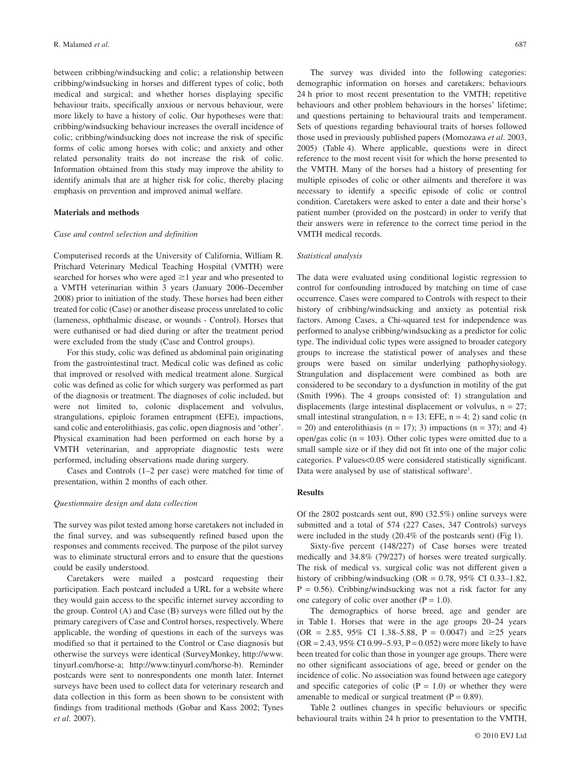between cribbing/windsucking and colic; a relationship between cribbing/windsucking in horses and different types of colic, both medical and surgical; and whether horses displaying specific behaviour traits, specifically anxious or nervous behaviour, were more likely to have a history of colic. Our hypotheses were that: cribbing/windsucking behaviour increases the overall incidence of colic; cribbing/windsucking does not increase the risk of specific forms of colic among horses with colic; and anxiety and other related personality traits do not increase the risk of colic. Information obtained from this study may improve the ability to identify animals that are at higher risk for colic, thereby placing emphasis on prevention and improved animal welfare.

## Materials and methods

### *Case and control selection and definition*

Computerised records at the University of California, William R. Pritchard Veterinary Medical Teaching Hospital (VMTH) were searched for horses who were aged $\geq$1 year and who presented to a VMTH veterinarian within 3 years (January 2006–December 2008) prior to initiation of the study. These horses had been either treated for colic (Case) or another disease process unrelated to colic (lameness, ophthalmic disease, or wounds - Control). Horses that were euthanised or had died during or after the treatment period were excluded from the study (Case and Control groups).

For this study, colic was defined as abdominal pain originating from the gastrointestinal tract. Medical colic was defined as colic that improved or resolved with medical treatment alone. Surgical colic was defined as colic for which surgery was performed as part of the diagnosis or treatment. The diagnoses of colic included, but were not limited to, colonic displacement and volvulus, strangulations, epiploic foramen entrapment (EFE), impactions, sand colic and enterolithiasis, gas colic, open diagnosis and 'other'. Physical examination had been performed on each horse by a VMTH veterinarian, and appropriate diagnostic tests were performed, including observations made during surgery.

Cases and Controls (1–2 per case) were matched for time of presentation, within 2 months of each other.

### *Questionnaire design and data collection*

The survey was pilot tested among horse caretakers not included in the final survey, and was subsequently refined based upon the responses and comments received. The purpose of the pilot survey was to eliminate structural errors and to ensure that the questions could be easily understood.

Caretakers were mailed a postcard requesting their participation. Each postcard included a URL for a website where they would gain access to the specific internet survey according to the group. Control (A) and Case (B) surveys were filled out by the primary caregivers of Case and Control horses, respectively. Where applicable, the wording of questions in each of the surveys was modified so that it pertained to the Control or Case diagnosis but otherwise the surveys were identical (SurveyMonkey, http://www.tinyurl.com/horse-a; http://www.tinyurl.com/horse-b). Reminder postcards were sent to nonrespondents one month later. Internet surveys have been used to collect data for veterinary research and data collection in this form as been shown to be consistent with findings from traditional methods (Gobar and Kass 2002; Tynes *et al*. 2007).

The survey was divided into the following categories: demographic information on horses and caretakers; behaviours 24 h prior to most recent presentation to the VMTH; repetitive behaviours and other problem behaviours in the horses' lifetime; and questions pertaining to behavioural traits and temperament. Sets of questions regarding behavioural traits of horses followed those used in previously published papers (Momozawa *et al*. 2003, 2005) (Table 4). Where applicable, questions were in direct reference to the most recent visit for which the horse presented to the VMTH. Many of the horses had a history of presenting for multiple episodes of colic or other ailments and therefore it was necessary to identify a specific episode of colic or control condition. Caretakers were asked to enter a date and their horse's patient number (provided on the postcard) in order to verify that their answers were in reference to the correct time period in the VMTH medical records.

### *Statistical analysis*

The data were evaluated using conditional logistic regression to control for confounding introduced by matching on time of case occurrence. Cases were compared to Controls with respect to their history of cribbing/windsucking and anxiety as potential risk factors. Among Cases, a Chi-squared test for independence was performed to analyse cribbing/windsucking as a predictor for colic type. The individual colic types were assigned to broader category groups to increase the statistical power of analyses and these groups were based on similar underlying pathophysiology. Strangulation and displacement were combined as both are considered to be secondary to a dysfunction in motility of the gut (Smith 1996). The 4 groups consisted of: 1) strangulation and displacements (large intestinal displacement or volvulus, n = 27; small intestinal strangulation, n = 13; EFE, n = 4; 2) sand colic (n = 20) and enterolithiasis (n = 17); 3) impactions (n = 37); and 4) open/gas colic (n = 103). Other colic types were omitted due to a small sample size or if they did not fit into one of the major colic categories. P values<0.05 were considered statistically significant. Data were analysed by use of statistical software[1].

## Results

Of the 2802 postcards sent out, 890 (32.5%) online surveys were submitted and a total of 574 (227 Cases, 347 Controls) surveys were included in the study (20.4% of the postcards sent) (Fig 1).

Sixty-five percent (148/227) of Case horses were treated medically and 34.8% (79/227) of horses were treated surgically. The risk of medical vs. surgical colic was not different given a history of cribbing/windsucking (OR = 0.78, 95% CI 0.33–1.82, P = 0.56). Cribbing/windsucking was not a risk factor for any one category of colic over another (P = 1.0).

The demographics of horse breed, age and gender are in Table 1. Horses that were in the age groups 20–24 years (OR = 2.85, 95% CI 1.38–5.88, P = 0.0047) and $\geq$25 years (OR = 2.43, 95% CI 0.99–5.93, P = 0.052) were more likely to have been treated for colic than those in younger age groups. There were no other significant associations of age, breed or gender on the incidence of colic. No association was found between age category and specific categories of colic (P = 1.0) or whether they were amenable to medical or surgical treatment (P = 0.89).

Table 2 outlines changes in specific behaviours or specific behavioural traits within 24 h prior to presentation to the VMTH,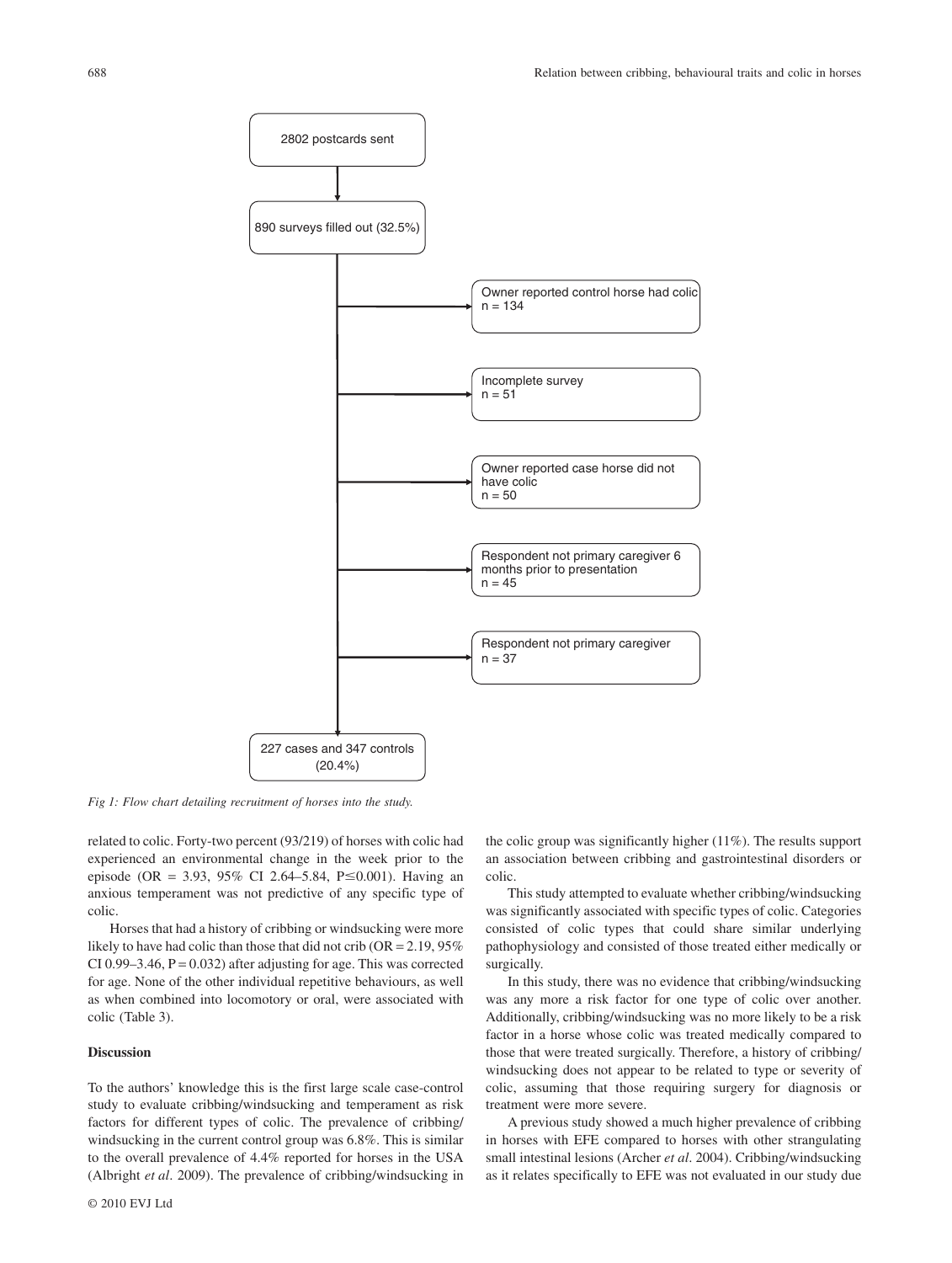2802 postcards sent

890 surveys filled out (32.5%)

- Owner reported control horse had colic n = 134
- Incomplete survey n = 51
- Owner reported case horse did not have colic n = 50
- Respondent not primary caregiver 6 months prior to presentation n = 45
- Respondent not primary caregiver n = 37

227 cases and 347 controls (20.4%)

*Fig 1: Flow chart detailing recruitment of horses into the study.*

related to colic. Forty-two percent (93/219) of horses with colic had experienced an environmental change in the week prior to the episode (OR = 3.93, 95% CI 2.64–5.84, $P \leq 0.001$). Having an anxious temperament was not predictive of any specific type of colic.

Horses that had a history of cribbing or windsucking were more likely to have had colic than those that did not crib (OR = 2.19, 95% CI 0.99–3.46, $P = 0.032$) after adjusting for age. This was corrected for age. None of the other individual repetitive behaviours, as well as when combined into locomotory or oral, were associated with colic (Table 3).

## Discussion

To the authors' knowledge this is the first large scale case-control study to evaluate cribbing/windsucking and temperament as risk factors for different types of colic. The prevalence of cribbing/windsucking in the current control group was 6.8%. This is similar to the overall prevalence of 4.4% reported for horses in the USA (Albright *et al*. 2009). The prevalence of cribbing/windsucking in the colic group was significantly higher (11%). The results support an association between cribbing and gastrointestinal disorders or colic.

This study attempted to evaluate whether cribbing/windsucking was significantly associated with specific types of colic. Categories consisted of colic types that could share similar underlying pathophysiology and consisted of those treated either medically or surgically.

In this study, there was no evidence that cribbing/windsucking was any more a risk factor for one type of colic over another. Additionally, cribbing/windsucking was no more likely to be a risk factor in a horse whose colic was treated medically compared to those that were treated surgically. Therefore, a history of cribbing/windsucking does not appear to be related to type or severity of colic, assuming that those requiring surgery for diagnosis or treatment were more severe.

A previous study showed a much higher prevalence of cribbing in horses with EFE compared to horses with other strangulating small intestinal lesions (Archer *et al*. 2004). Cribbing/windsucking as it relates specifically to EFE was not evaluated in our study due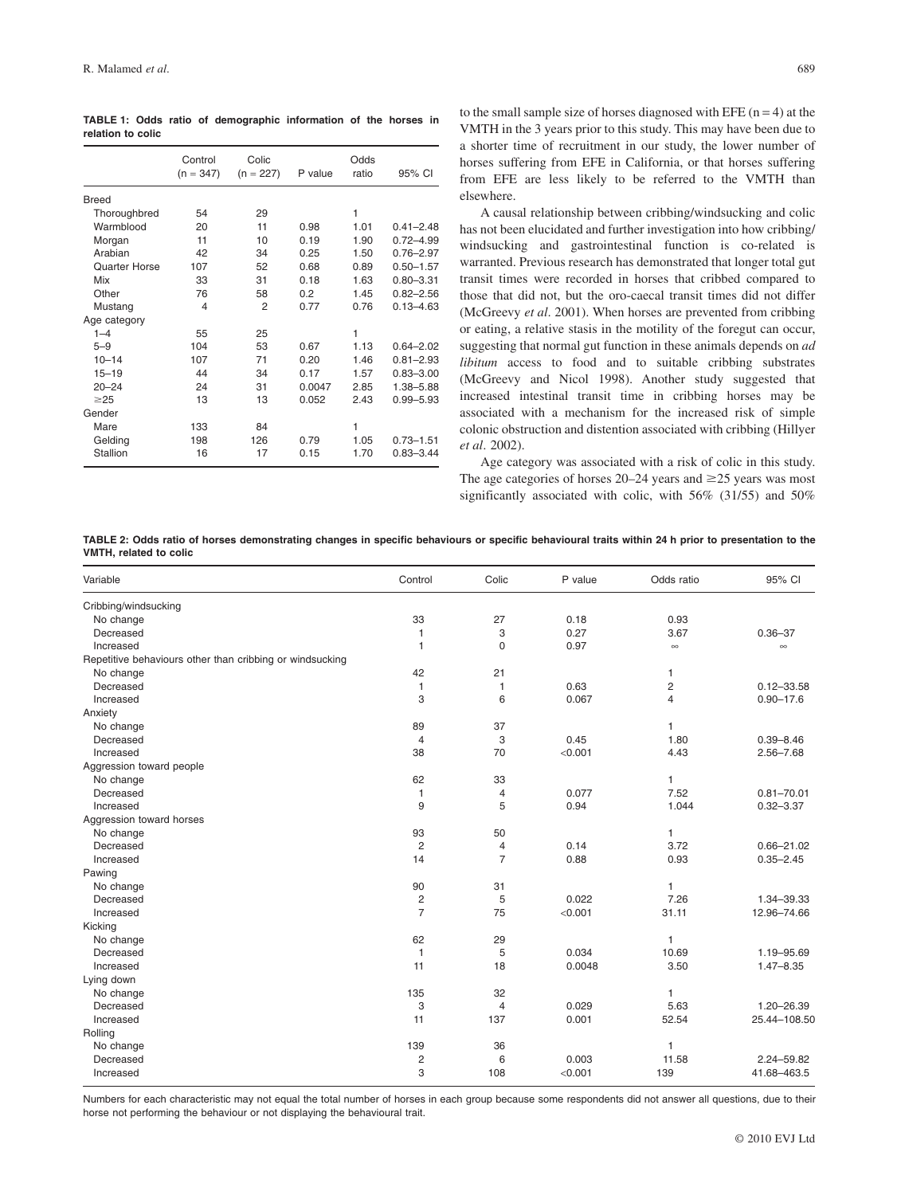**TABLE 1: Odds ratio of demographic information of the horses in relation to colic**

| | Control (n = 347) | Colic (n = 227) | P value | Odds ratio | 95% CI |
|---|---|---|---|---|---|
| Breed | | | | | |
| Thoroughbred | 54 | 29 | | 1 | |
| Warmblood | 20 | 11 | 0.98 | 1.01 | 0.41–2.48 |
| Morgan | 11 | 10 | 0.19 | 1.90 | 0.72–4.99 |
| Arabian | 42 | 34 | 0.25 | 1.50 | 0.76–2.97 |
| Quarter Horse | 107 | 52 | 0.68 | 0.89 | 0.50–1.57 |
| Mix | 33 | 31 | 0.18 | 1.63 | 0.80–3.31 |
| Other | 76 | 58 | 0.2 | 1.45 | 0.82–2.56 |
| Mustang | 4 | 2 | 0.77 | 0.76 | 0.13–4.63 |
| Age category | | | | | |
| 1–4 | 55 | 25 | | 1 | |
| 5–9 | 104 | 53 | 0.67 | 1.13 | 0.64–2.02 |
| 10–14 | 107 | 71 | 0.20 | 1.46 | 0.81–2.93 |
| 15–19 | 44 | 34 | 0.17 | 1.57 | 0.83–3.00 |
| 20–24 | 24 | 31 | 0.0047 | 2.85 | 1.38–5.88 |
| ≥25 | 13 | 13 | 0.052 | 2.43 | 0.99–5.93 |
| Gender | | | | | |
| Mare | 133 | 84 | | 1 | |
| Gelding | 198 | 126 | 0.79 | 1.05 | 0.73–1.51 |
| Stallion | 16 | 17 | 0.15 | 1.70 | 0.83–3.44 |

to the small sample size of horses diagnosed with EFE (n = 4) at the VMTH in the 3 years prior to this study. This may have been due to a shorter time of recruitment in our study, the lower number of horses suffering from EFE in California, or that horses suffering from EFE are less likely to be referred to the VMTH than elsewhere.

A causal relationship between cribbing/windsucking and colic has not been elucidated and further investigation into how cribbing/windsucking and gastrointestinal function is co-related is warranted. Previous research has demonstrated that longer total gut transit times were recorded in horses that cribbed compared to those that did not, but the oro-caecal transit times did not differ (McGreevy *et al*. 2001). When horses are prevented from cribbing or eating, a relative stasis in the motility of the foregut can occur, suggesting that normal gut function in these animals depends on *ad libitum* access to food and to suitable cribbing substrates (McGreevy and Nicol 1998). Another study suggested that increased intestinal transit time in cribbing horses may be associated with a mechanism for the increased risk of simple colonic obstruction and distention associated with cribbing (Hillyer *et al*. 2002).

Age category was associated with a risk of colic in this study. The age categories of horses 20–24 years and ≥25 years was most significantly associated with colic, with 56% (31/55) and 50%

**TABLE 2: Odds ratio of horses demonstrating changes in specific behaviours or specific behavioural traits within 24 h prior to presentation to the VMTH, related to colic**

| Variable | Control | Colic | P value | Odds ratio | 95% CI |
|---|---|---|---|---|---|
| Cribbing/windsucking | | | | | |
| No change | 33 | 27 | 0.18 | 0.93 | |
| Decreased | 1 | 3 | 0.27 | 3.67 | 0.36–37 |
| Increased | 1 | 0 | 0.97 | ∞ | ∞ |
| Repetitive behaviours other than cribbing or windsucking | | | | | |
| No change | 42 | 21 | | 1 | |
| Decreased | 1 | 1 | 0.63 | 2 | 0.12–33.58 |
| Increased | 3 | 6 | 0.067 | 4 | 0.90–17.6 |
| Anxiety | | | | | |
| No change | 89 | 37 | | 1 | |
| Decreased | 4 | 3 | 0.45 | 1.80 | 0.39–8.46 |
| Increased | 38 | 70 | <0.001 | 4.43 | 2.56–7.68 |
| Aggression toward people | | | | | |
| No change | 62 | 33 | | 1 | |
| Decreased | 1 | 4 | 0.077 | 7.52 | 0.81–70.01 |
| Increased | 9 | 5 | 0.94 | 1.044 | 0.32–3.37 |
| Aggression toward horses | | | | | |
| No change | 93 | 50 | | 1 | |
| Decreased | 2 | 4 | 0.14 | 3.72 | 0.66–21.02 |
| Increased | 14 | 7 | 0.88 | 0.93 | 0.35–2.45 |
| Pawing | | | | | |
| No change | 90 | 31 | | 1 | |
| Decreased | 2 | 5 | 0.022 | 7.26 | 1.34–39.33 |
| Increased | 7 | 75 | <0.001 | 31.11 | 12.96–74.66 |
| Kicking | | | | | |
| No change | 62 | 29 | | 1 | |
| Decreased | 1 | 5 | 0.034 | 10.69 | 1.19–95.69 |
| Increased | 11 | 18 | 0.0048 | 3.50 | 1.47–8.35 |
| Lying down | | | | | |
| No change | 135 | 32 | | 1 | |
| Decreased | 3 | 4 | 0.029 | 5.63 | 1.20–26.39 |
| Increased | 11 | 137 | 0.001 | 52.54 | 25.44–108.50 |
| Rolling | | | | | |
| No change | 139 | 36 | | 1 | |
| Decreased | 2 | 6 | 0.003 | 11.58 | 2.24–59.82 |
| Increased | 3 | 108 | <0.001 | 139 | 41.68–463.5 |

Numbers for each characteristic may not equal the total number of horses in each group because some respondents did not answer all questions, due to their horse not performing the behaviour or not displaying the behavioural trait.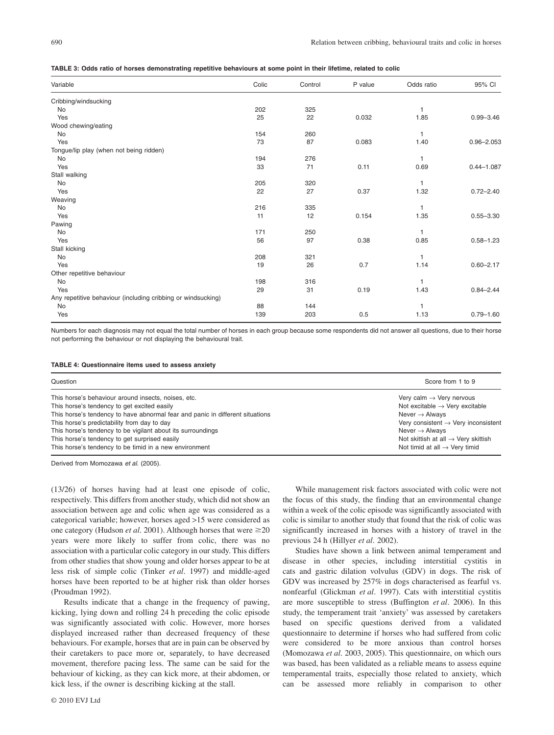**TABLE 3: Odds ratio of horses demonstrating repetitive behaviours at some point in their lifetime, related to colic**

| Variable | Colic | Control | P value | Odds ratio | 95% CI |
|---|---|---|---|---|---|
| Cribbing/windsucking | | | | | |
| No | 202 | 325 | | 1 | |
| Yes | 25 | 22 | 0.032 | 1.85 | 0.99–3.46 |
| Wood chewing/eating | | | | | |
| No | 154 | 260 | | 1 | |
| Yes | 73 | 87 | 0.083 | 1.40 | 0.96–2.053 |
| Tongue/lip play (when not being ridden) | | | | | |
| No | 194 | 276 | | 1 | |
| Yes | 33 | 71 | 0.11 | 0.69 | 0.44–1.087 |
| Stall walking | | | | | |
| No | 205 | 320 | | 1 | |
| Yes | 22 | 27 | 0.37 | 1.32 | 0.72–2.40 |
| Weaving | | | | | |
| No | 216 | 335 | | 1 | |
| Yes | 11 | 12 | 0.154 | 1.35 | 0.55–3.30 |
| Pawing | | | | | |
| No | 171 | 250 | | 1 | |
| Yes | 56 | 97 | 0.38 | 0.85 | 0.58–1.23 |
| Stall kicking | | | | | |
| No | 208 | 321 | | 1 | |
| Yes | 19 | 26 | 0.7 | 1.14 | 0.60–2.17 |
| Other repetitive behaviour | | | | | |
| No | 198 | 316 | | 1 | |
| Yes | 29 | 31 | 0.19 | 1.43 | 0.84–2.44 |
| Any repetitive behaviour (including cribbing or windsucking) | | | | | |
| No | 88 | 144 | | 1 | |
| Yes | 139 | 203 | 0.5 | 1.13 | 0.79–1.60 |

Numbers for each diagnosis may not equal the total number of horses in each group because some respondents did not answer all questions, due to their horse not performing the behaviour or not displaying the behavioural trait.

**TABLE 4: Questionnaire items used to assess anxiety**

| Question | Score from 1 to 9 |
|---|---|
| This horse's behaviour around insects, noises, etc. | Very calm → Very nervous |
| This horse's tendency to get excited easily | Not excitable → Very excitable |
| This horse's tendency to have abnormal fear and panic in different situations | Never → Always |
| This horse's predictability from day to day | Very consistent → Very inconsistent |
| This horse's tendency to be vigilant about its surroundings | Never → Always |
| This horse's tendency to get surprised easily | Not skittish at all → Very skittish |
| This horse's tendency to be timid in a new environment | Not timid at all → Very timid |

Derived from Momozawa *et al*. (2005).

(13/26) of horses having had at least one episode of colic, respectively. This differs from another study, which did not show an association between age and colic when age was considered as a categorical variable; however, horses aged >15 were considered as one category (Hudson *et al*. 2001). Although horses that were ≥20 years were more likely to suffer from colic, there was no association with a particular colic category in our study. This differs from other studies that show young and older horses appear to be at less risk of simple colic (Tinker *et al*. 1997) and middle-aged horses have been reported to be at higher risk than older horses (Proudman 1992).

Results indicate that a change in the frequency of pawing, kicking, lying down and rolling 24 h preceding the colic episode was significantly associated with colic. However, more horses displayed increased rather than decreased frequency of these behaviours. For example, horses that are in pain can be observed by their caretakers to pace more or, separately, to have decreased movement, therefore pacing less. The same can be said for the behaviour of kicking, as they can kick more, at their abdomen, or kick less, if the owner is describing kicking at the stall.

While management risk factors associated with colic were not the focus of this study, the finding that an environmental change within a week of the colic episode was significantly associated with colic is similar to another study that found that the risk of colic was significantly increased in horses with a history of travel in the previous 24 h (Hillyer *et al*. 2002).

Studies have shown a link between animal temperament and disease in other species, including interstitial cystitis in cats and gastric dilation volvulus (GDV) in dogs. The risk of GDV was increased by 257% in dogs characterised as fearful vs. nonfearful (Glickman *et al*. 1997). Cats with interstitial cystitis are more susceptible to stress (Buffington *et al*. 2006). In this study, the temperament trait 'anxiety' was assessed by caretakers based on specific questions derived from a validated questionnaire to determine if horses who had suffered from colic were considered to be more anxious than control horses (Momozawa *et al*. 2003, 2005). This questionnaire, on which ours was based, has been validated as a reliable means to assess equine temperamental traits, especially those related to anxiety, which can be assessed more reliably in comparison to other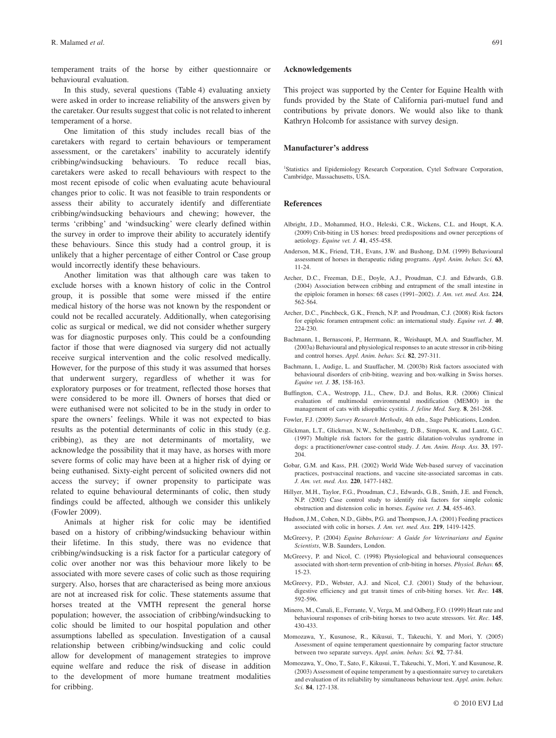temperament traits of the horse by either questionnaire or behavioural evaluation.

In this study, several questions (Table 4) evaluating anxiety were asked in order to increase reliability of the answers given by the caretaker. Our results suggest that colic is not related to inherent temperament of a horse.

One limitation of this study includes recall bias of the caretakers with regard to certain behaviours or temperament assessment, or the caretakers' inability to accurately identify cribbing/windsucking behaviours. To reduce recall bias, caretakers were asked to recall behaviours with respect to the most recent episode of colic when evaluating acute behavioural changes prior to colic. It was not feasible to train respondents or assess their ability to accurately identify and differentiate cribbing/windsucking behaviours and chewing; however, the terms 'cribbing' and 'windsucking' were clearly defined within the survey in order to improve their ability to accurately identify these behaviours. Since this study had a control group, it is unlikely that a higher percentage of either Control or Case group would incorrectly identify these behaviours.

Another limitation was that although care was taken to exclude horses with a known history of colic in the Control group, it is possible that some were missed if the entire medical history of the horse was not known by the respondent or could not be recalled accurately. Additionally, when categorising colic as surgical or medical, we did not consider whether surgery was for diagnostic purposes only. This could be a confounding factor if those that were diagnosed via surgery did not actually receive surgical intervention and the colic resolved medically. However, for the purpose of this study it was assumed that horses that underwent surgery, regardless of whether it was for exploratory purposes or for treatment, reflected those horses that were considered to be more ill. Owners of horses that died or were euthanised were not solicited to be in the study in order to spare the owners' feelings. While it was not expected to bias results as the potential determinants of colic in this study (e.g. cribbing), as they are not determinants of mortality, we acknowledge the possibility that it may have, as horses with more severe forms of colic may have been at a higher risk of dying or being euthanised. Sixty-eight percent of solicited owners did not access the survey; if owner propensity to participate was related to equine behavioural determinants of colic, then study findings could be affected, although we consider this unlikely (Fowler 2009).

Animals at higher risk for colic may be identified based on a history of cribbing/windsucking behaviour within their lifetime. In this study, there was no evidence that cribbing/windsucking is a risk factor for a particular category of colic over another nor was this behaviour more likely to be associated with more severe cases of colic such as those requiring surgery. Also, horses that are characterised as being more anxious are not at increased risk for colic. These statements assume that horses treated at the VMTH represent the general horse population; however, the association of cribbing/windsucking to colic should be limited to our hospital population and other assumptions labelled as speculation. Investigation of a causal relationship between cribbing/windsucking and colic could allow for development of management strategies to improve equine welfare and reduce the risk of disease in addition to the development of more humane treatment modalities for cribbing.

## Acknowledgements

This project was supported by the Center for Equine Health with funds provided by the State of California pari-mutuel fund and contributions by private donors. We would also like to thank Kathryn Holcomb for assistance with survey design.

## Manufacturer's address

[1]Statistics and Epidemiology Research Corporation, Cytel Software Corporation, Cambridge, Massachusetts, USA.

## References

Albright, J.D., Mohammed, H.O., Heleski, C.R., Wickens, C.L. and Houpt, K.A. (2009) Crib-biting in US horses: breed predispositions and owner perceptions of aetiology. *Equine vet. J.* **41**, 455-458.

Anderson, M.K., Friend, T.H., Evans, J.W. and Bushong, D.M. (1999) Behavioural assessment of horses in therapeutic riding programs. *Appl. Anim. behav. Sci.* **63**, 11-24.

Archer, D.C., Freeman, D.E., Doyle, A.J., Proudman, C.J. and Edwards, G.B. (2004) Association between cribbing and entrapment of the small intestine in the epiploic foramen in horses: 68 cases (1991–2002). *J. Am. vet. med. Ass.* **224**, 562-564.

Archer, D.C., Pinchbeck, G.K., French, N.P. and Proudman, C.J. (2008) Risk factors for epiploic foramen entrapment colic: an international study. *Equine vet. J.* **40**, 224-230.

Bachmann, I., Bernasconi, P., Herrmann, R., Weishaupt, M.A. and Stauffacher, M. (2003a) Behavioural and physiological responses to an acute stressor in crib-biting and control horses. *Appl. Anim. behav. Sci.* **82**, 297-311.

Bachmann, I., Audige, L. and Stauffacher, M. (2003b) Risk factors associated with behavioural disorders of crib-biting, weaving and box-walking in Swiss horses. *Equine vet. J.* **35**, 158-163.

Buffington, C.A., Westropp, J.L., Chew, D.J. and Bolus, R.R. (2006) Clinical evaluation of multimodal environmental modification (MEMO) in the management of cats with idiopathic cystitis. *J. feline Med. Surg.* **8**, 261-268.

Fowler, F.J. (2009) *Survey Research Methods*, 4th edn., Sage Publications, London.

Glickman, L.T., Glickman, N.W., Schellenberg, D.B., Simpson, K. and Lantz, G.C. (1997) Multiple risk factors for the gastric dilatation-volvulus syndrome in dogs: a practitioner/owner case-control study. *J. Am. Anim. Hosp. Ass.* **33**, 197-204.

Gobar, G.M. and Kass, P.H. (2002) World Wide Web-based survey of vaccination practices, postvaccinal reactions, and vaccine site-associated sarcomas in cats. *J. Am. vet. med. Ass.* **220**, 1477-1482.

Hillyer, M.H., Taylor, F.G., Proudman, C.J., Edwards, G.B., Smith, J.E. and French, N.P. (2002) Case control study to identify risk factors for simple colonic obstruction and distension colic in horses. *Equine vet. J.* **34**, 455-463.

Hudson, J.M., Cohen, N.D., Gibbs, P.G. and Thompson, J.A. (2001) Feeding practices associated with colic in horses. *J. Am. vet. med. Ass.* **219**, 1419-1425.

McGreevy, P. (2004) *Equine Behaviour: A Guide for Veterinarians and Equine Scientists*, W.B. Saunders, London.

McGreevy, P. and Nicol, C. (1998) Physiological and behavioural consequences associated with short-term prevention of crib-biting in horses. *Physiol. Behav.* **65**, 15-23.

McGreevy, P.D., Webster, A.J. and Nicol, C.J. (2001) Study of the behaviour, digestive efficiency and gut transit times of crib-biting horses. *Vet. Rec.* **148**, 592-596.

Minero, M., Canali, E., Ferrante, V., Verga, M. and Odberg, F.O. (1999) Heart rate and behavioural responses of crib-biting horses to two acute stressors. *Vet. Rec.* **145**, 430-433.

Momozawa, Y., Kusunose, R., Kikusui, T., Takeuchi, Y. and Mori, Y. (2005) Assessment of equine temperament questionnaire by comparing factor structure between two separate surveys. *Appl. anim. behav. Sci.* **92**, 77-84.

Momozawa, Y., Ono, T., Sato, F., Kikusui, T., Takeuchi, Y., Mori, Y. and Kusunose, R. (2003) Assessment of equine temperament by a questionnaire survey to caretakers and evaluation of its reliability by simultaneous behaviour test. *Appl. anim. behav. Sci.* **84**, 127-138.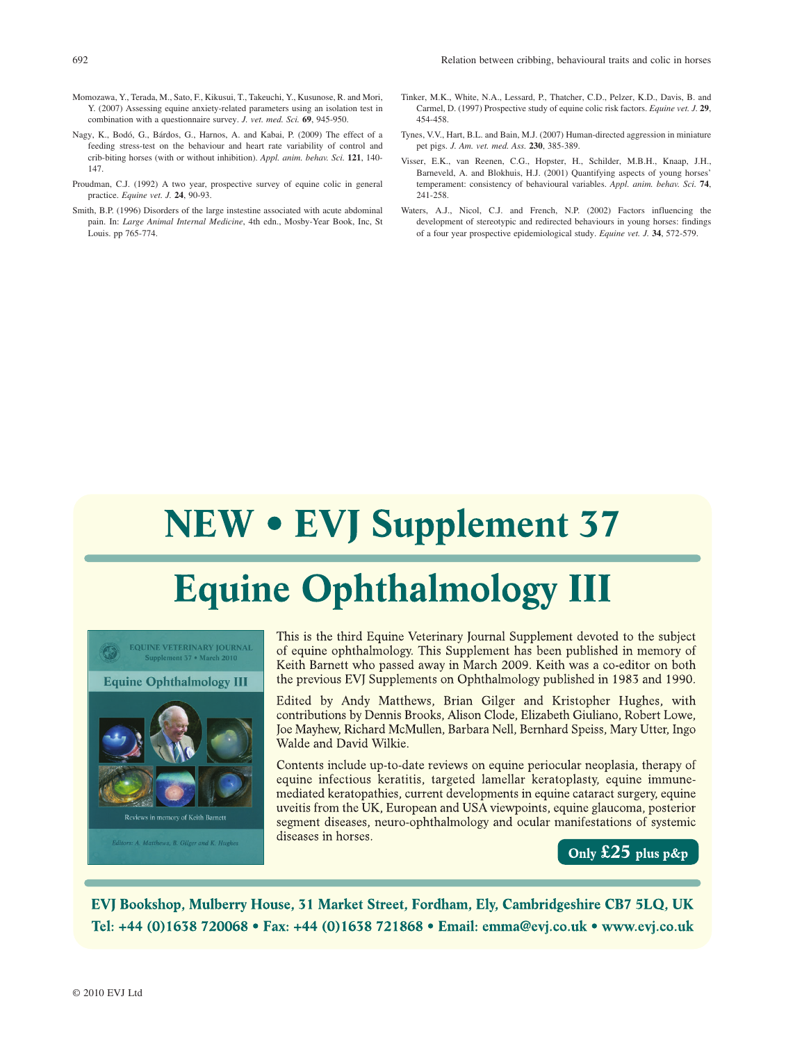Momozawa, Y., Terada, M., Sato, F., Kikusui, T., Takeuchi, Y., Kusunose, R. and Mori, Y. (2007) Assessing equine anxiety-related parameters using an isolation test in combination with a questionnaire survey. *J. vet. med. Sci.* **69**, 945-950.

Nagy, K., Bodó, G., Bárdos, G., Harnos, A. and Kabai, P. (2009) The effect of a feeding stress-test on the behaviour and heart rate variability of control and crib-biting horses (with or without inhibition). *Appl. anim. behav. Sci.* **121**, 140-147.

Proudman, C.J. (1992) A two year, prospective survey of equine colic in general practice. *Equine vet. J.* **24**, 90-93.

Smith, B.P. (1996) Disorders of the large instestine associated with acute abdominal pain. In: *Large Animal Internal Medicine*, 4th edn., Mosby-Year Book, Inc, St Louis. pp 765-774.

Tinker, M.K., White, N.A., Lessard, P., Thatcher, C.D., Pelzer, K.D., Davis, B. and Carmel, D. (1997) Prospective study of equine colic risk factors. *Equine vet. J.* **29**, 454-458.

Tynes, V.V., Hart, B.L. and Bain, M.J. (2007) Human-directed aggression in miniature pet pigs. *J. Am. vet. med. Ass.* **230**, 385-389.

Visser, E.K., van Reenen, C.G., Hopster, H., Schilder, M.B.H., Knaap, J.H., Barneveld, A. and Blokhuis, H.J. (2001) Quantifying aspects of young horses' temperament: consistency of behavioural variables. *Appl. anim. behav. Sci.* **74**, 241-258.

Waters, A.J., Nicol, C.J. and French, N.P. (2002) Factors influencing the development of stereotypic and redirected behaviours in young horses: findings of a four year prospective epidemiological study. *Equine vet. J.* **34**, 572-579.

# NEW • EVJ Supplement 37

# Equine Ophthalmology III

EQUINE VETERINARY JOURNAL
Supplement 37 • March 2010
Equine Ophthalmology III
Reviews in memory of Keith Barnett
Editors: A. Matthews, B. Gilger and K. Hughes

This is the third Equine Veterinary Journal Supplement devoted to the subject of equine ophthalmology. This Supplement has been published in memory of Keith Barnett who passed away in March 2009. Keith was a co-editor on both the previous EVJ Supplements on Ophthalmology published in 1983 and 1990.

Edited by Andy Matthews, Brian Gilger and Kristopher Hughes, with contributions by Dennis Brooks, Alison Clode, Elizabeth Giuliano, Robert Lowe, Joe Mayhew, Richard McMullen, Barbara Nell, Bernhard Speiss, Mary Utter, Ingo Walde and David Wilkie.

Contents include up-to-date reviews on equine periocular neoplasia, therapy of equine infectious keratitis, targeted lamellar keratoplasty, equine immune-mediated keratopathies, current developments in equine cataract surgery, equine uveitis from the UK, European and USA viewpoints, equine glaucoma, posterior segment diseases, neuro-ophthalmology and ocular manifestations of systemic diseases in horses.

**Only £25 plus p&p**

**EVJ Bookshop, Mulberry House, 31 Market Street, Fordham, Ely, Cambridgeshire CB7 5LQ, UK**
**Tel: +44 (0)1638 720068 • Fax: +44 (0)1638 721868 • Email: emma@evj.co.uk • www.evj.co.uk**

© 2010 EVJ Ltd